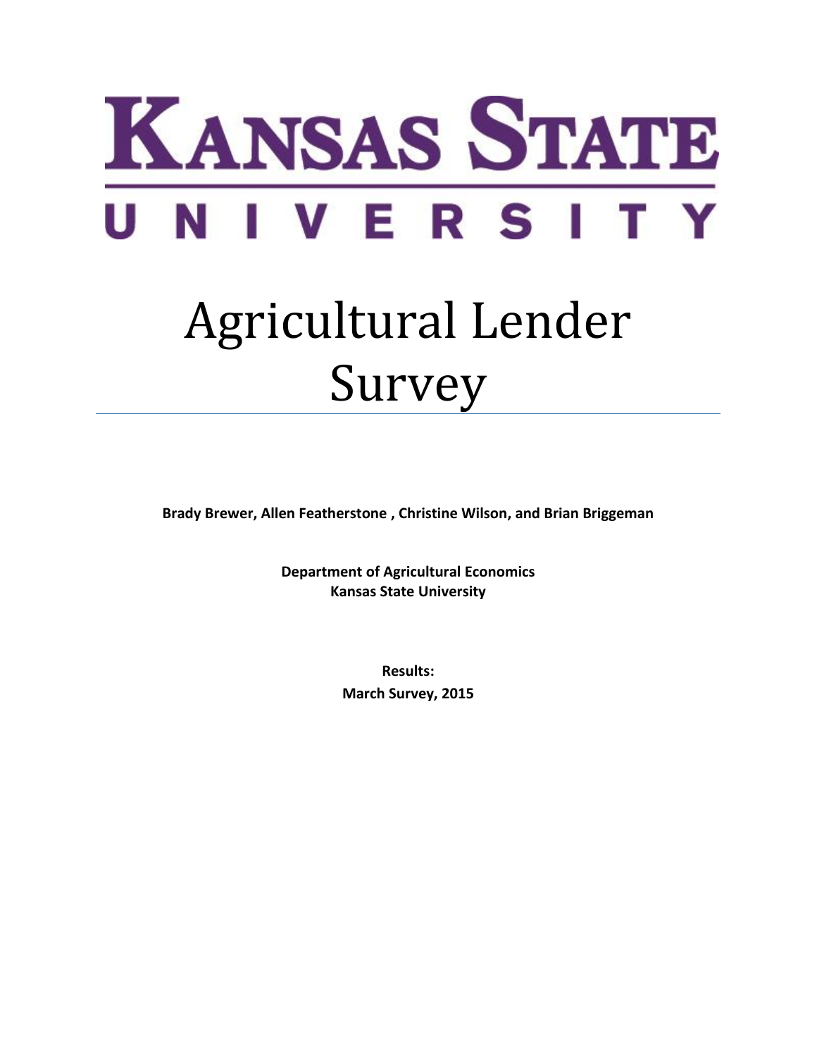# Kansas State University

# Agricultural Lender Survey

**Brady Brewer, Allen Featherstone , Christine Wilson, and Brian Briggeman**

**Department of Agricultural Economics**
**Kansas State University**

**Results:**
**March Survey, 2015**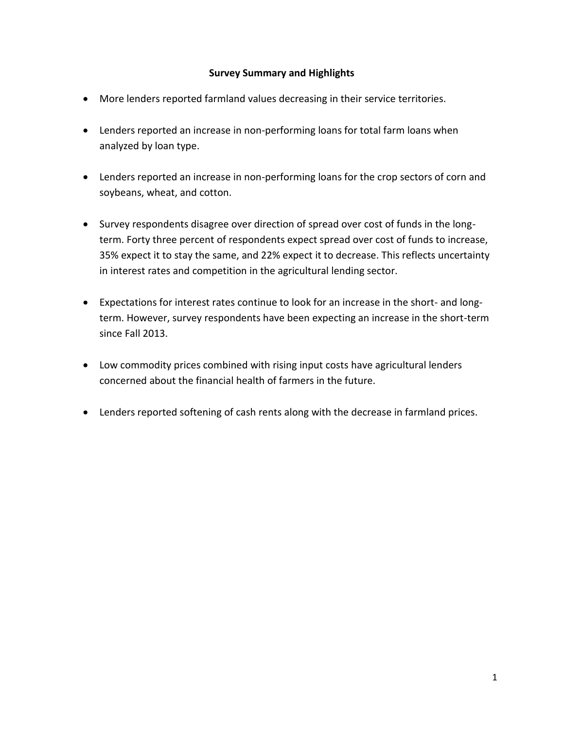## Survey Summary and Highlights

- More lenders reported farmland values decreasing in their service territories.
- Lenders reported an increase in non-performing loans for total farm loans when analyzed by loan type.
- Lenders reported an increase in non-performing loans for the crop sectors of corn and soybeans, wheat, and cotton.
- Survey respondents disagree over direction of spread over cost of funds in the long-term. Forty three percent of respondents expect spread over cost of funds to increase, 35% expect it to stay the same, and 22% expect it to decrease. This reflects uncertainty in interest rates and competition in the agricultural lending sector.
- Expectations for interest rates continue to look for an increase in the short- and long-term. However, survey respondents have been expecting an increase in the short-term since Fall 2013.
- Low commodity prices combined with rising input costs have agricultural lenders concerned about the financial health of farmers in the future.
- Lenders reported softening of cash rents along with the decrease in farmland prices.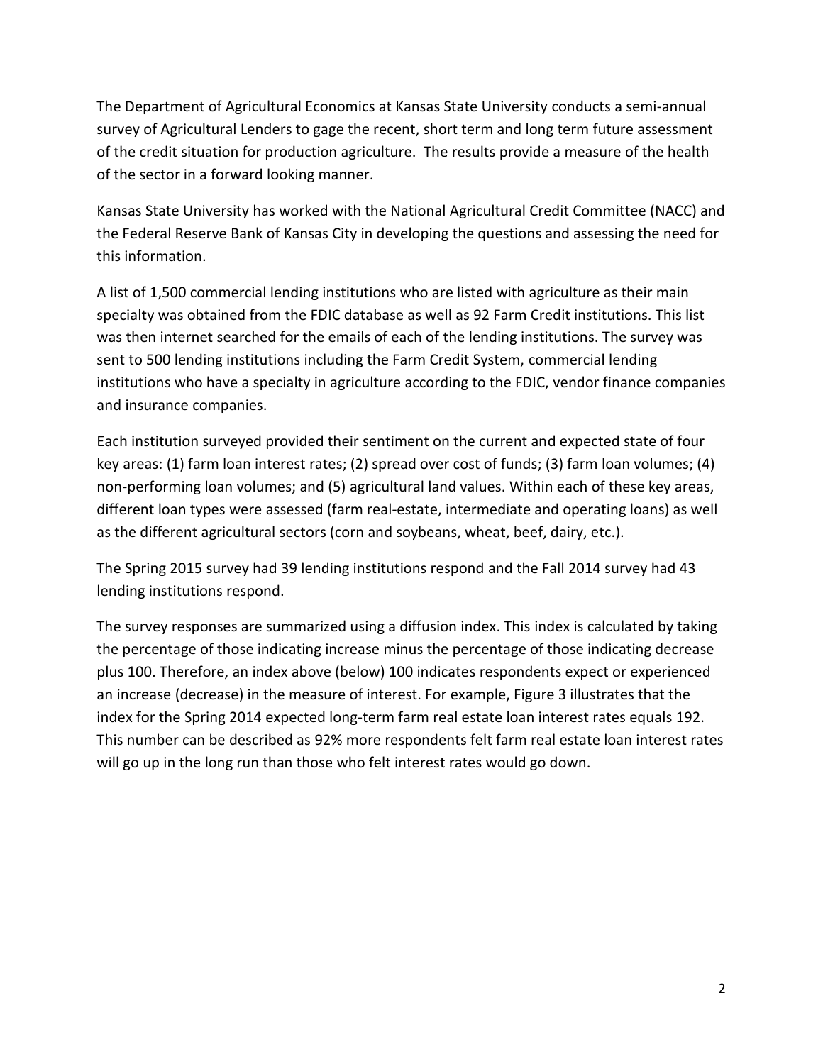The Department of Agricultural Economics at Kansas State University conducts a semi-annual survey of Agricultural Lenders to gage the recent, short term and long term future assessment of the credit situation for production agriculture. The results provide a measure of the health of the sector in a forward looking manner.

Kansas State University has worked with the National Agricultural Credit Committee (NACC) and the Federal Reserve Bank of Kansas City in developing the questions and assessing the need for this information.

A list of 1,500 commercial lending institutions who are listed with agriculture as their main specialty was obtained from the FDIC database as well as 92 Farm Credit institutions. This list was then internet searched for the emails of each of the lending institutions. The survey was sent to 500 lending institutions including the Farm Credit System, commercial lending institutions who have a specialty in agriculture according to the FDIC, vendor finance companies and insurance companies.

Each institution surveyed provided their sentiment on the current and expected state of four key areas: (1) farm loan interest rates; (2) spread over cost of funds; (3) farm loan volumes; (4) non-performing loan volumes; and (5) agricultural land values. Within each of these key areas, different loan types were assessed (farm real-estate, intermediate and operating loans) as well as the different agricultural sectors (corn and soybeans, wheat, beef, dairy, etc.).

The Spring 2015 survey had 39 lending institutions respond and the Fall 2014 survey had 43 lending institutions respond.

The survey responses are summarized using a diffusion index. This index is calculated by taking the percentage of those indicating increase minus the percentage of those indicating decrease plus 100. Therefore, an index above (below) 100 indicates respondents expect or experienced an increase (decrease) in the measure of interest. For example, Figure 3 illustrates that the index for the Spring 2014 expected long-term farm real estate loan interest rates equals 192. This number can be described as 92% more respondents felt farm real estate loan interest rates will go up in the long run than those who felt interest rates would go down.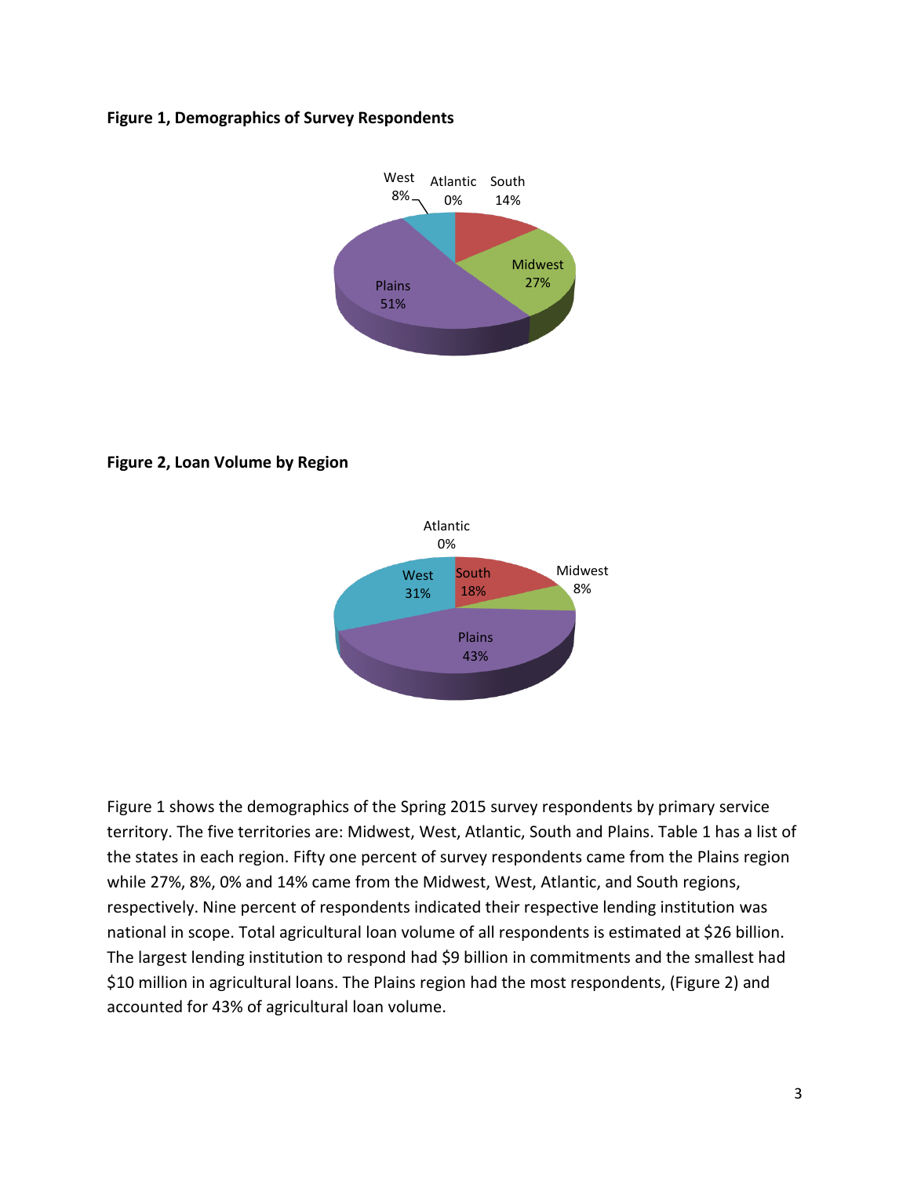**Figure 1, Demographics of Survey Respondents**

**Figure 2, Loan Volume by Region**

Figure 1 shows the demographics of the Spring 2015 survey respondents by primary service territory. The five territories are: Midwest, West, Atlantic, South and Plains. Table 1 has a list of the states in each region. Fifty one percent of survey respondents came from the Plains region while 27%, 8%, 0% and 14% came from the Midwest, West, Atlantic, and South regions, respectively. Nine percent of respondents indicated their respective lending institution was national in scope. Total agricultural loan volume of all respondents is estimated at $26 billion. The largest lending institution to respond had $9 billion in commitments and the smallest had $10 million in agricultural loans. The Plains region had the most respondents, (Figure 2) and accounted for 43% of agricultural loan volume.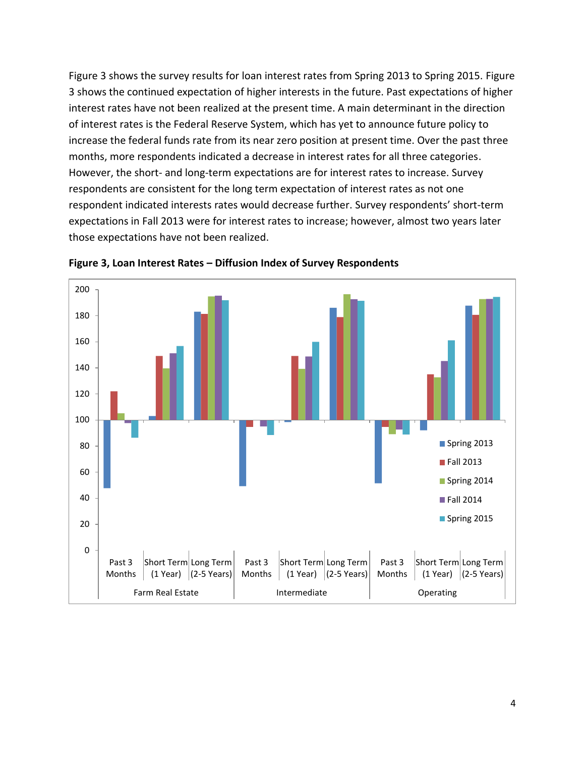Figure 3 shows the survey results for loan interest rates from Spring 2013 to Spring 2015. Figure 3 shows the continued expectation of higher interests in the future. Past expectations of higher interest rates have not been realized at the present time. A main determinant in the direction of interest rates is the Federal Reserve System, which has yet to announce future policy to increase the federal funds rate from its near zero position at present time. Over the past three months, more respondents indicated a decrease in interest rates for all three categories. However, the short- and long-term expectations are for interest rates to increase. Survey respondents are consistent for the long term expectation of interest rates as not one respondent indicated interests rates would decrease further. Survey respondents' short-term expectations in Fall 2013 were for interest rates to increase; however, almost two years later those expectations have not been realized.

**Figure 3, Loan Interest Rates – Diffusion Index of Survey Respondents**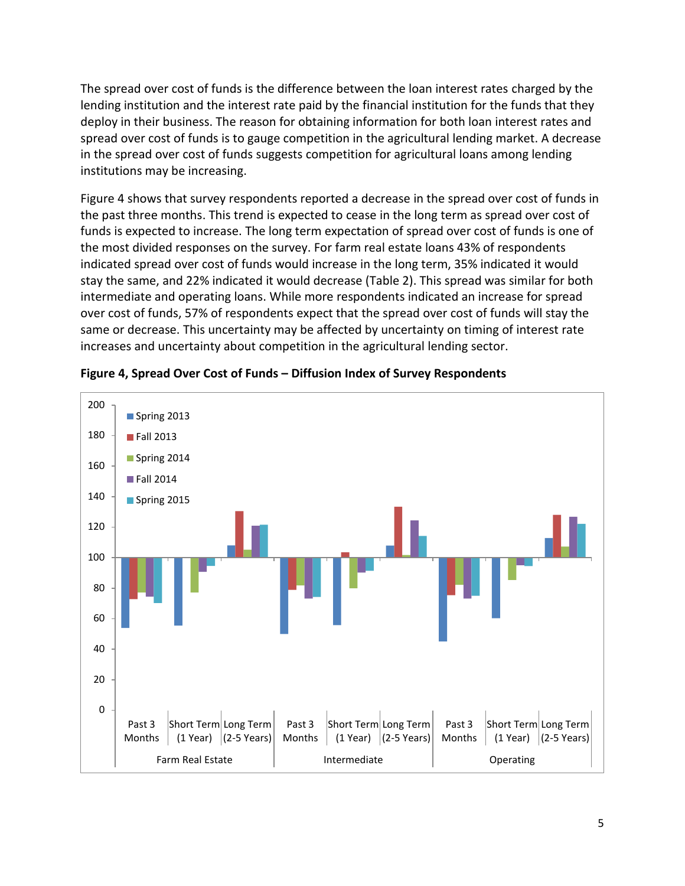The spread over cost of funds is the difference between the loan interest rates charged by the lending institution and the interest rate paid by the financial institution for the funds that they deploy in their business. The reason for obtaining information for both loan interest rates and spread over cost of funds is to gauge competition in the agricultural lending market. A decrease in the spread over cost of funds suggests competition for agricultural loans among lending institutions may be increasing.

Figure 4 shows that survey respondents reported a decrease in the spread over cost of funds in the past three months. This trend is expected to cease in the long term as spread over cost of funds is expected to increase. The long term expectation of spread over cost of funds is one of the most divided responses on the survey. For farm real estate loans 43% of respondents indicated spread over cost of funds would increase in the long term, 35% indicated it would stay the same, and 22% indicated it would decrease (Table 2). This spread was similar for both intermediate and operating loans. While more respondents indicated an increase for spread over cost of funds, 57% of respondents expect that the spread over cost of funds will stay the same or decrease. This uncertainty may be affected by uncertainty on timing of interest rate increases and uncertainty about competition in the agricultural lending sector.

**Figure 4, Spread Over Cost of Funds – Diffusion Index of Survey Respondents**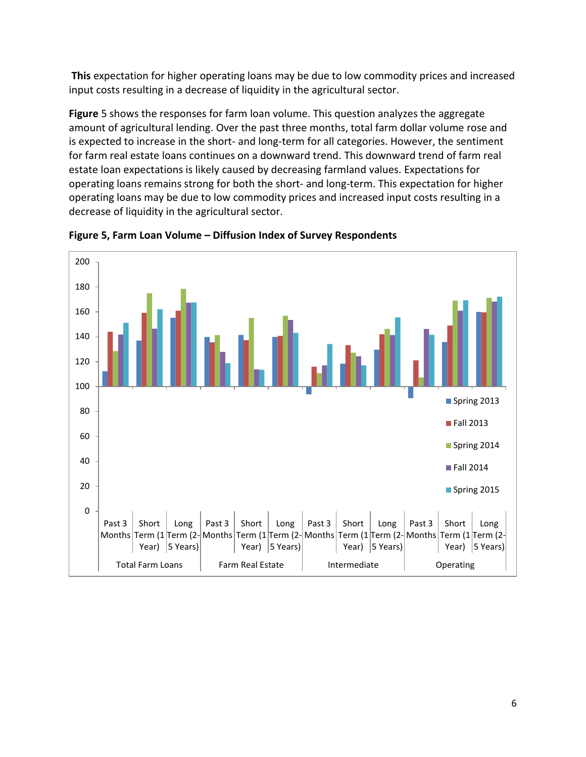**This** expectation for higher operating loans may be due to low commodity prices and increased input costs resulting in a decrease of liquidity in the agricultural sector.

**Figure** 5 shows the responses for farm loan volume. This question analyzes the aggregate amount of agricultural lending. Over the past three months, total farm dollar volume rose and is expected to increase in the short- and long-term for all categories. However, the sentiment for farm real estate loans continues on a downward trend. This downward trend of farm real estate loan expectations is likely caused by decreasing farmland values. Expectations for operating loans remains strong for both the short- and long-term. This expectation for higher operating loans may be due to low commodity prices and increased input costs resulting in a decrease of liquidity in the agricultural sector.

**Figure 5, Farm Loan Volume – Diffusion Index of Survey Respondents**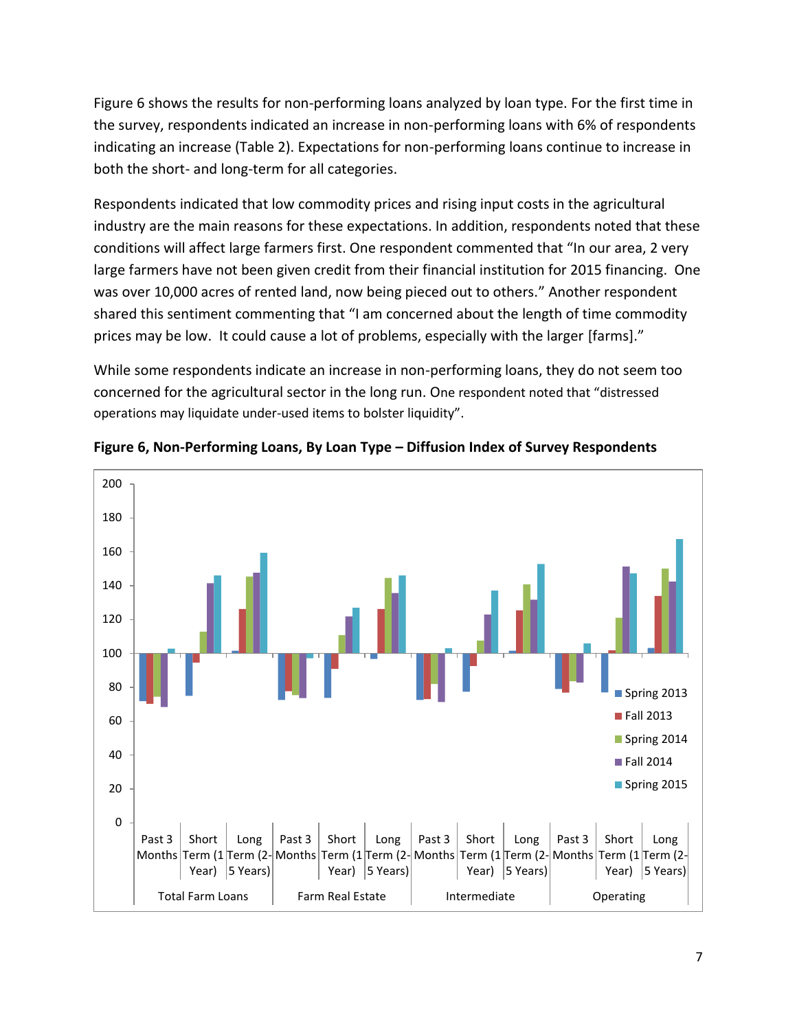Figure 6 shows the results for non-performing loans analyzed by loan type. For the first time in the survey, respondents indicated an increase in non-performing loans with 6% of respondents indicating an increase (Table 2). Expectations for non-performing loans continue to increase in both the short- and long-term for all categories.

Respondents indicated that low commodity prices and rising input costs in the agricultural industry are the main reasons for these expectations. In addition, respondents noted that these conditions will affect large farmers first. One respondent commented that "In our area, 2 very large farmers have not been given credit from their financial institution for 2015 financing. One was over 10,000 acres of rented land, now being pieced out to others." Another respondent shared this sentiment commenting that "I am concerned about the length of time commodity prices may be low. It could cause a lot of problems, especially with the larger [farms]."

While some respondents indicate an increase in non-performing loans, they do not seem too concerned for the agricultural sector in the long run. One respondent noted that "distressed operations may liquidate under-used items to bolster liquidity".

**Figure 6, Non-Performing Loans, By Loan Type – Diffusion Index of Survey Respondents**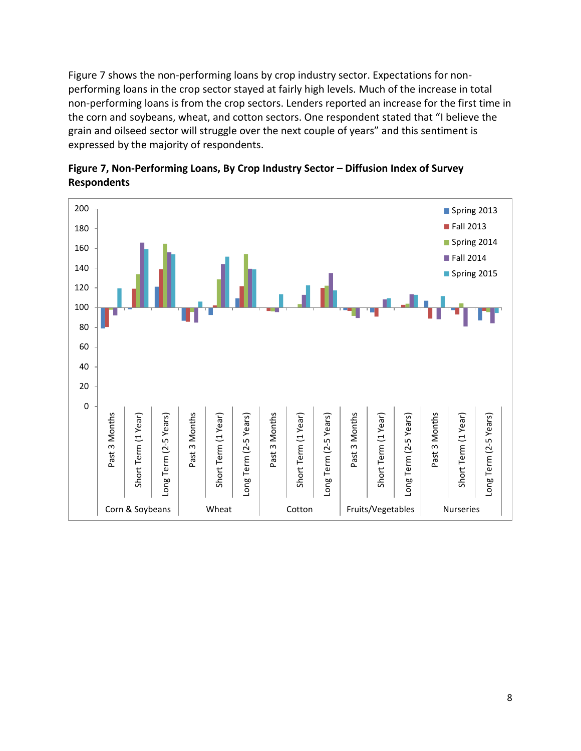Figure 7 shows the non-performing loans by crop industry sector. Expectations for non-performing loans in the crop sector stayed at fairly high levels. Much of the increase in total non-performing loans is from the crop sectors. Lenders reported an increase for the first time in the corn and soybeans, wheat, and cotton sectors. One respondent stated that "I believe the grain and oilseed sector will struggle over the next couple of years" and this sentiment is expressed by the majority of respondents.

**Figure 7, Non-Performing Loans, By Crop Industry Sector – Diffusion Index of Survey Respondents**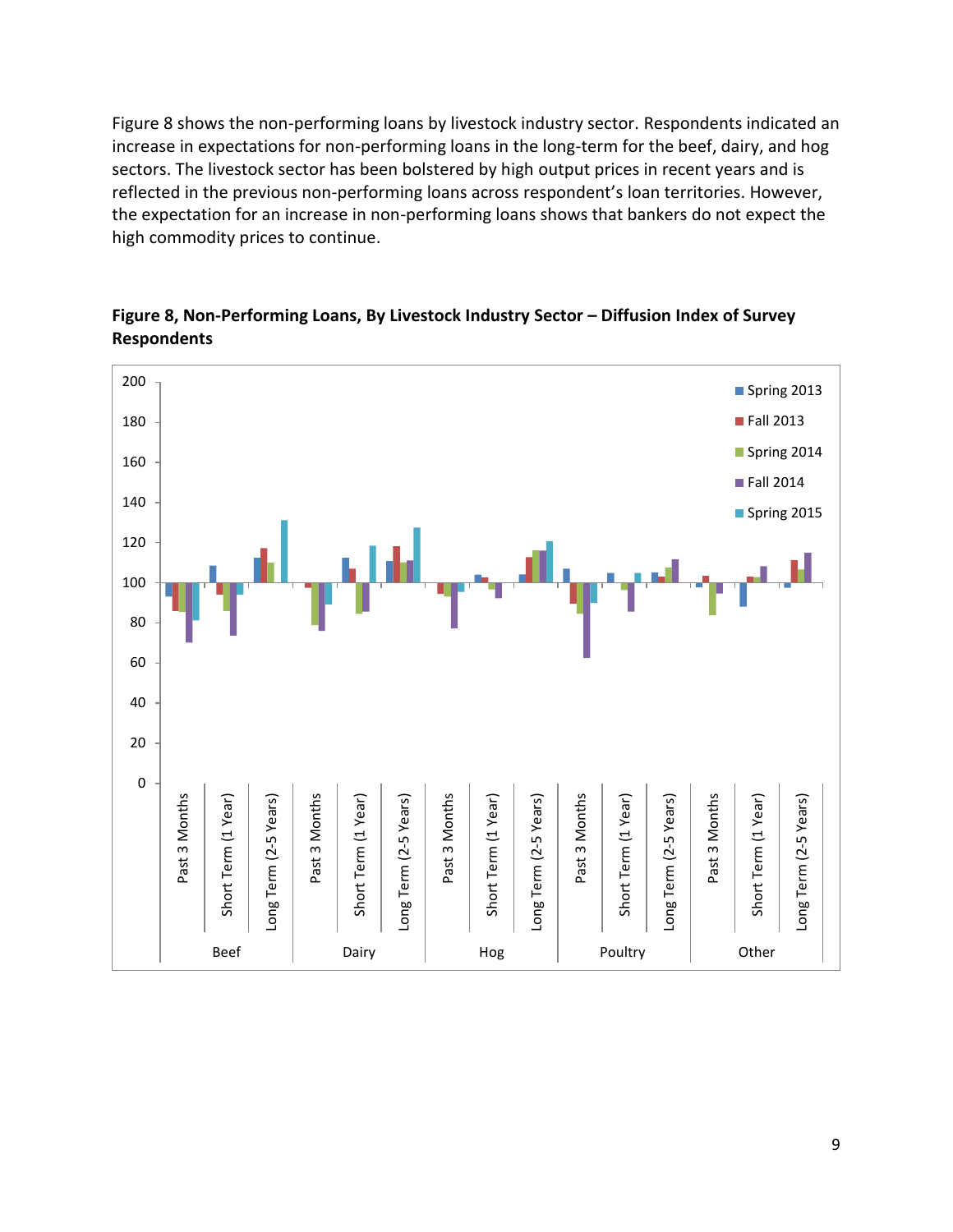Figure 8 shows the non-performing loans by livestock industry sector. Respondents indicated an increase in expectations for non-performing loans in the long-term for the beef, dairy, and hog sectors. The livestock sector has been bolstered by high output prices in recent years and is reflected in the previous non-performing loans across respondent's loan territories. However, the expectation for an increase in non-performing loans shows that bankers do not expect the high commodity prices to continue.

**Figure 8, Non-Performing Loans, By Livestock Industry Sector – Diffusion Index of Survey Respondents**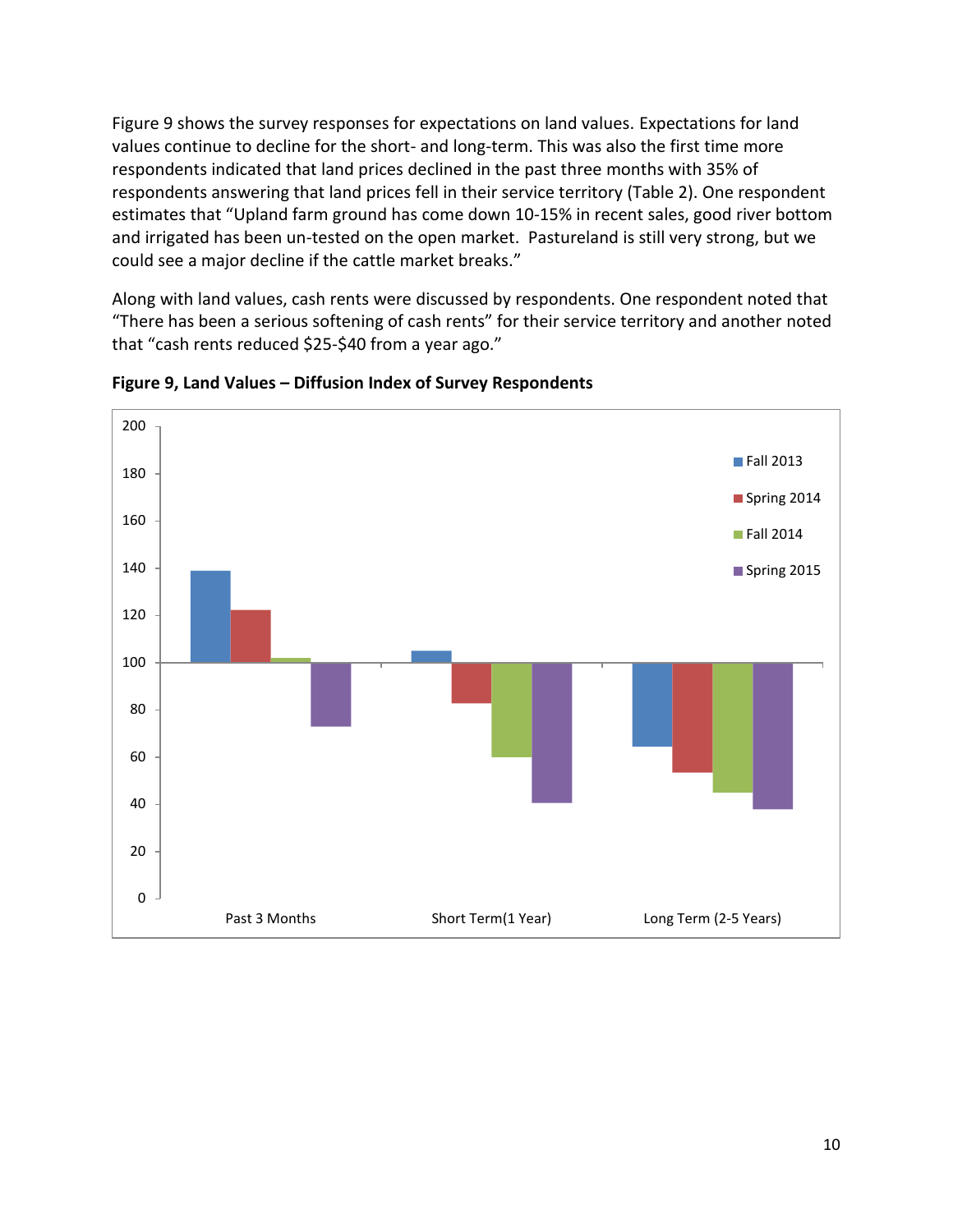Figure 9 shows the survey responses for expectations on land values. Expectations for land values continue to decline for the short- and long-term. This was also the first time more respondents indicated that land prices declined in the past three months with 35% of respondents answering that land prices fell in their service territory (Table 2). One respondent estimates that "Upland farm ground has come down 10-15% in recent sales, good river bottom and irrigated has been un-tested on the open market.  Pastureland is still very strong, but we could see a major decline if the cattle market breaks."

Along with land values, cash rents were discussed by respondents. One respondent noted that "There has been a serious softening of cash rents" for their service territory and another noted that "cash rents reduced $25-$40 from a year ago."

**Figure 9, Land Values – Diffusion Index of Survey Respondents**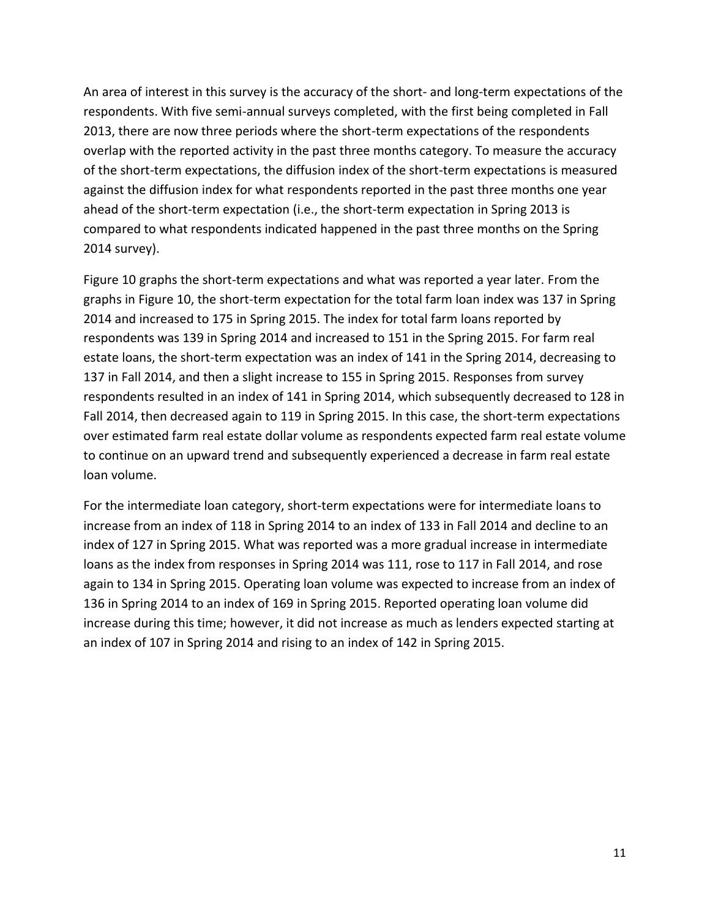An area of interest in this survey is the accuracy of the short- and long-term expectations of the respondents. With five semi-annual surveys completed, with the first being completed in Fall 2013, there are now three periods where the short-term expectations of the respondents overlap with the reported activity in the past three months category. To measure the accuracy of the short-term expectations, the diffusion index of the short-term expectations is measured against the diffusion index for what respondents reported in the past three months one year ahead of the short-term expectation (i.e., the short-term expectation in Spring 2013 is compared to what respondents indicated happened in the past three months on the Spring 2014 survey).

Figure 10 graphs the short-term expectations and what was reported a year later. From the graphs in Figure 10, the short-term expectation for the total farm loan index was 137 in Spring 2014 and increased to 175 in Spring 2015. The index for total farm loans reported by respondents was 139 in Spring 2014 and increased to 151 in the Spring 2015. For farm real estate loans, the short-term expectation was an index of 141 in the Spring 2014, decreasing to 137 in Fall 2014, and then a slight increase to 155 in Spring 2015. Responses from survey respondents resulted in an index of 141 in Spring 2014, which subsequently decreased to 128 in Fall 2014, then decreased again to 119 in Spring 2015. In this case, the short-term expectations over estimated farm real estate dollar volume as respondents expected farm real estate volume to continue on an upward trend and subsequently experienced a decrease in farm real estate loan volume.

For the intermediate loan category, short-term expectations were for intermediate loans to increase from an index of 118 in Spring 2014 to an index of 133 in Fall 2014 and decline to an index of 127 in Spring 2015. What was reported was a more gradual increase in intermediate loans as the index from responses in Spring 2014 was 111, rose to 117 in Fall 2014, and rose again to 134 in Spring 2015. Operating loan volume was expected to increase from an index of 136 in Spring 2014 to an index of 169 in Spring 2015. Reported operating loan volume did increase during this time; however, it did not increase as much as lenders expected starting at an index of 107 in Spring 2014 and rising to an index of 142 in Spring 2015.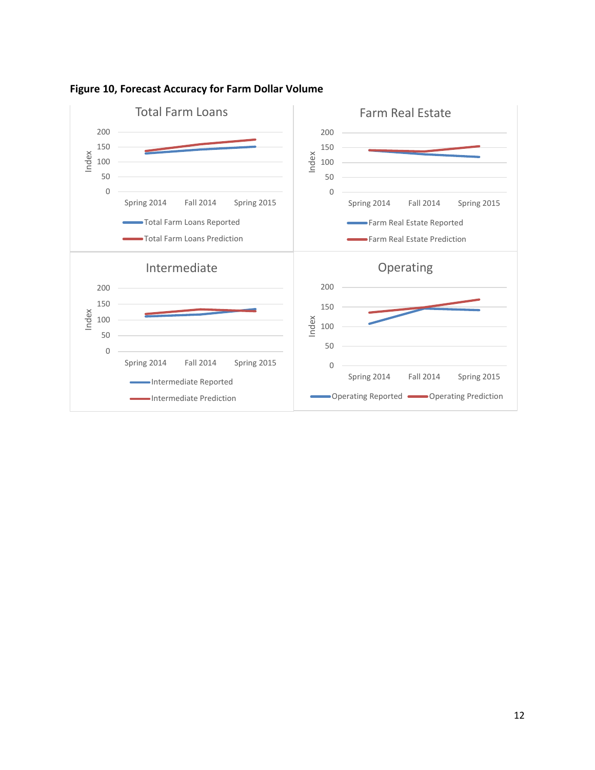**Figure 10, Forecast Accuracy for Farm Dollar Volume**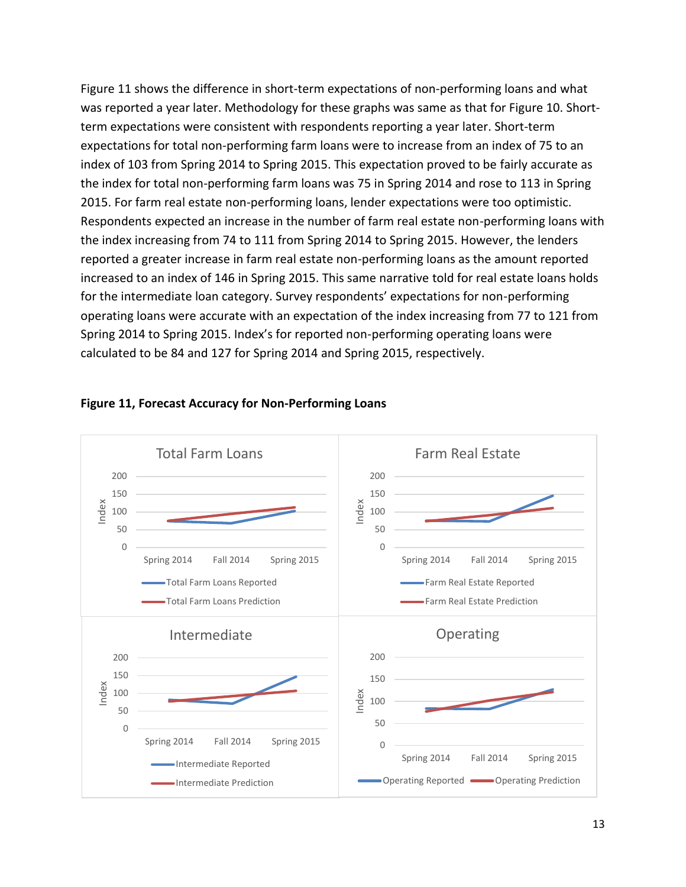Figure 11 shows the difference in short-term expectations of non-performing loans and what was reported a year later. Methodology for these graphs was same as that for Figure 10. Short-term expectations were consistent with respondents reporting a year later. Short-term expectations for total non-performing farm loans were to increase from an index of 75 to an index of 103 from Spring 2014 to Spring 2015. This expectation proved to be fairly accurate as the index for total non-performing farm loans was 75 in Spring 2014 and rose to 113 in Spring 2015. For farm real estate non-performing loans, lender expectations were too optimistic. Respondents expected an increase in the number of farm real estate non-performing loans with the index increasing from 74 to 111 from Spring 2014 to Spring 2015. However, the lenders reported a greater increase in farm real estate non-performing loans as the amount reported increased to an index of 146 in Spring 2015. This same narrative told for real estate loans holds for the intermediate loan category. Survey respondents' expectations for non-performing operating loans were accurate with an expectation of the index increasing from 77 to 121 from Spring 2014 to Spring 2015. Index's for reported non-performing operating loans were calculated to be 84 and 127 for Spring 2014 and Spring 2015, respectively.

**Figure 11, Forecast Accuracy for Non-Performing Loans**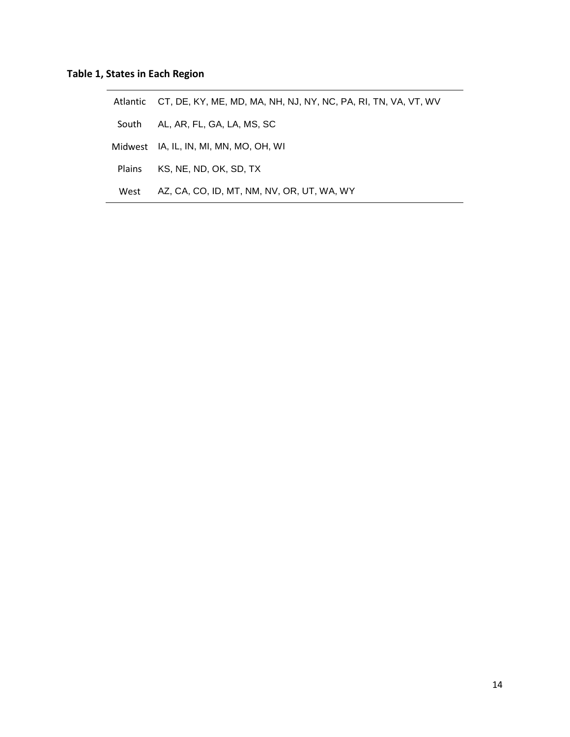**Table 1, States in Each Region**

| Region | States |
|---|---|
| Atlantic | CT, DE, KY, ME, MD, MA, NH, NJ, NY, NC, PA, RI, TN, VA, VT, WV |
| South | AL, AR, FL, GA, LA, MS, SC |
| Midwest | IA, IL, IN, MI, MN, MO, OH, WI |
| Plains | KS, NE, ND, OK, SD, TX |
| West | AZ, CA, CO, ID, MT, NM, NV, OR, UT, WA, WY |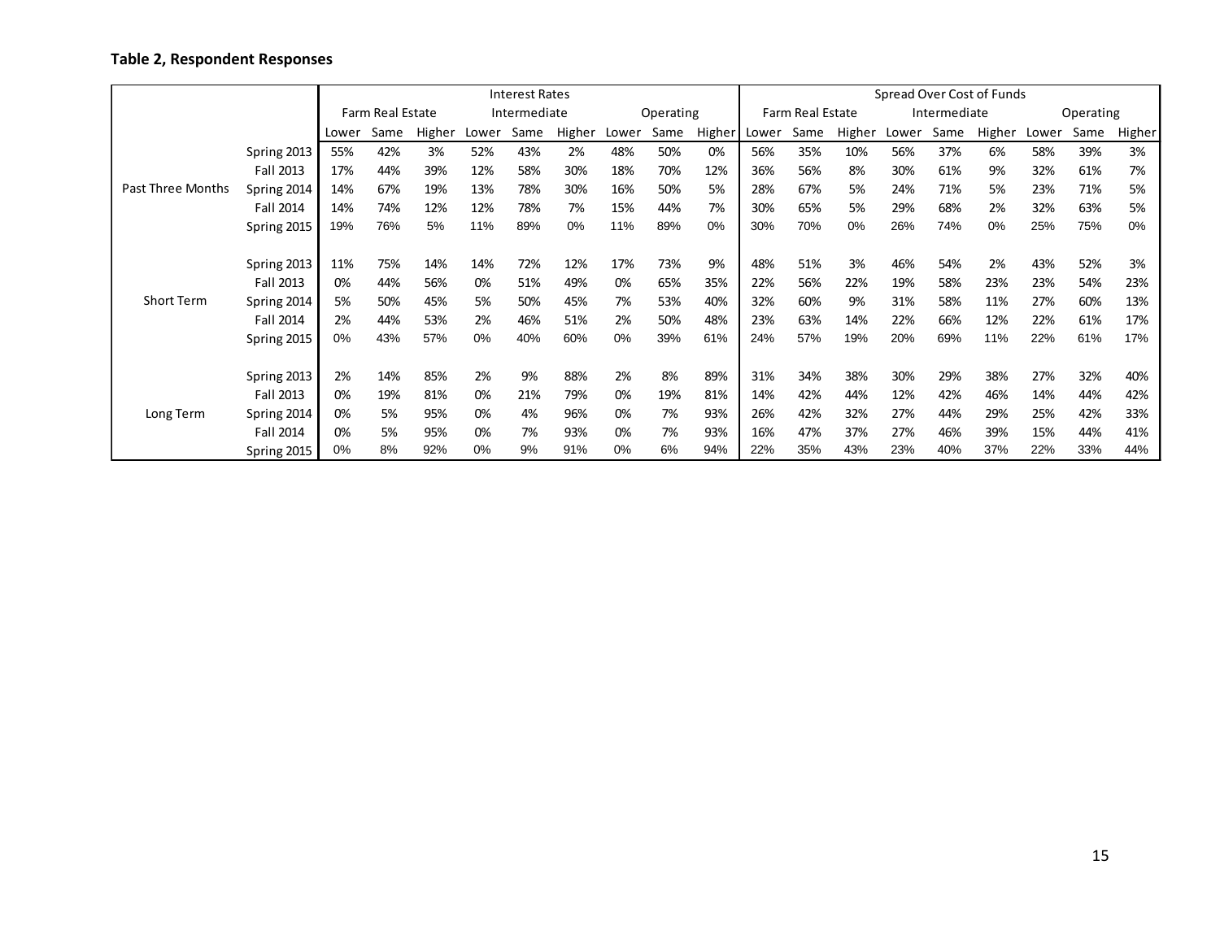**Table 2, Respondent Responses**

| | | Interest Rates | | | | | | | | | Spread Over Cost of Funds | | | | | | | | |
|---|---|---|---|---|---|---|---|---|---|---|---|---|---|---|---|---|---|---|---|
| | | Farm Real Estate | | | Intermediate | | | Operating | | | Farm Real Estate | | | Intermediate | | | Operating | | |
| | | Lower | Same | Higher | Lower | Same | Higher | Lower | Same | Higher | Lower | Same | Higher | Lower | Same | Higher | Lower | Same | Higher |
| Past Three Months | Spring 2013 | 55% | 42% | 3% | 52% | 43% | 2% | 48% | 50% | 0% | 56% | 35% | 10% | 56% | 37% | 6% | 58% | 39% | 3% |
| | Fall 2013 | 17% | 44% | 39% | 12% | 58% | 30% | 18% | 70% | 12% | 36% | 56% | 8% | 30% | 61% | 9% | 32% | 61% | 7% |
| | Spring 2014 | 14% | 67% | 19% | 13% | 78% | 30% | 16% | 50% | 5% | 28% | 67% | 5% | 24% | 71% | 5% | 23% | 71% | 5% |
| | Fall 2014 | 14% | 74% | 12% | 12% | 78% | 7% | 15% | 44% | 7% | 30% | 65% | 5% | 29% | 68% | 2% | 32% | 63% | 5% |
| | Spring 2015 | 19% | 76% | 5% | 11% | 89% | 0% | 11% | 89% | 0% | 30% | 70% | 0% | 26% | 74% | 0% | 25% | 75% | 0% |
| Short Term | Spring 2013 | 11% | 75% | 14% | 14% | 72% | 12% | 17% | 73% | 9% | 48% | 51% | 3% | 46% | 54% | 2% | 43% | 52% | 3% |
| | Fall 2013 | 0% | 44% | 56% | 0% | 51% | 49% | 0% | 65% | 35% | 22% | 56% | 22% | 19% | 58% | 23% | 23% | 54% | 23% |
| | Spring 2014 | 5% | 50% | 45% | 5% | 50% | 45% | 7% | 53% | 40% | 32% | 60% | 9% | 31% | 58% | 11% | 27% | 60% | 13% |
| | Fall 2014 | 2% | 44% | 53% | 2% | 46% | 51% | 2% | 50% | 48% | 23% | 63% | 14% | 22% | 66% | 12% | 22% | 61% | 17% |
| | Spring 2015 | 0% | 43% | 57% | 0% | 40% | 60% | 0% | 39% | 61% | 24% | 57% | 19% | 20% | 69% | 11% | 22% | 61% | 17% |
| Long Term | Spring 2013 | 2% | 14% | 85% | 2% | 9% | 88% | 2% | 8% | 89% | 31% | 34% | 38% | 30% | 29% | 38% | 27% | 32% | 40% |
| | Fall 2013 | 0% | 19% | 81% | 0% | 21% | 79% | 0% | 19% | 81% | 14% | 42% | 44% | 12% | 42% | 46% | 14% | 44% | 42% |
| | Spring 2014 | 0% | 5% | 95% | 0% | 4% | 96% | 0% | 7% | 93% | 26% | 42% | 32% | 27% | 44% | 29% | 25% | 42% | 33% |
| | Fall 2014 | 0% | 5% | 95% | 0% | 7% | 93% | 0% | 7% | 93% | 16% | 47% | 37% | 27% | 46% | 39% | 15% | 44% | 41% |
| | Spring 2015 | 0% | 8% | 92% | 0% | 9% | 91% | 0% | 6% | 94% | 22% | 35% | 43% | 23% | 40% | 37% | 22% | 33% | 44% |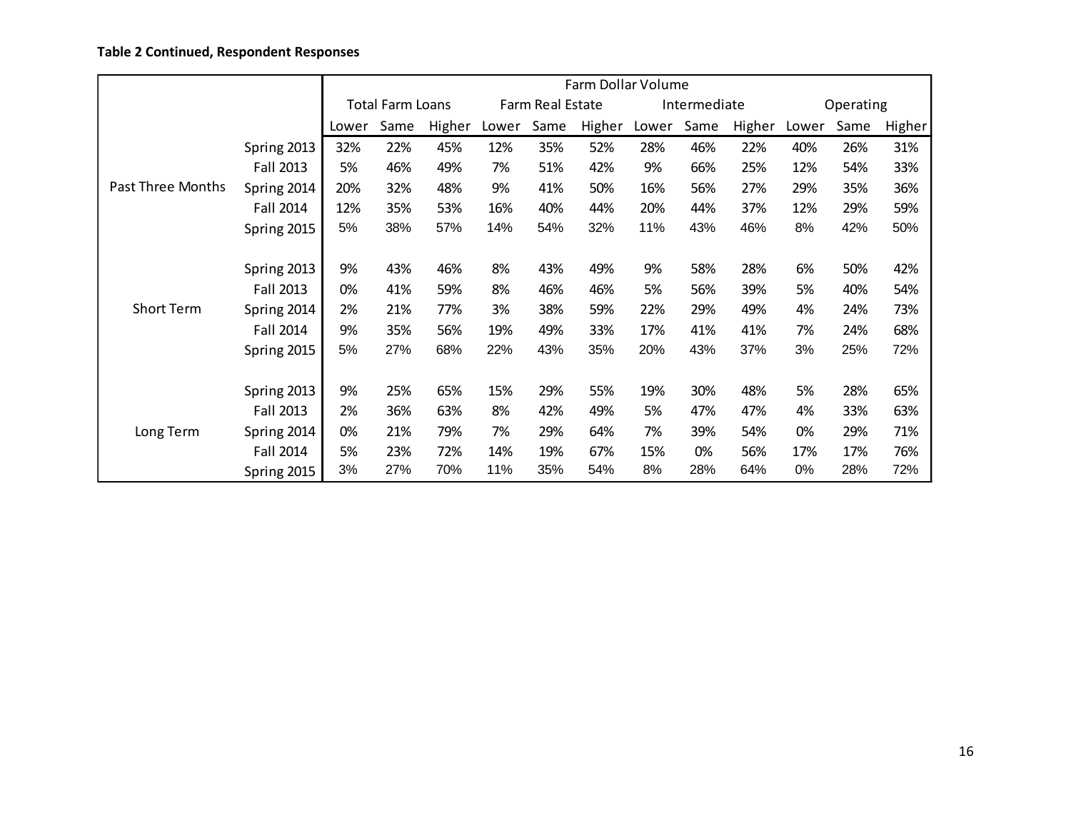**Table 2 Continued, Respondent Responses**

| | | Farm Dollar Volume | | | | | | | | | | | |
|---|---|---|---|---|---|---|---|---|---|---|---|---|---|
| | | Total Farm Loans | | | Farm Real Estate | | | Intermediate | | | Operating | | |
| | | Lower | Same | Higher | Lower | Same | Higher | Lower | Same | Higher | Lower | Same | Higher |
| Past Three Months | Spring 2013 | 32% | 22% | 45% | 12% | 35% | 52% | 28% | 46% | 22% | 40% | 26% | 31% |
| | Fall 2013 | 5% | 46% | 49% | 7% | 51% | 42% | 9% | 66% | 25% | 12% | 54% | 33% |
| | Spring 2014 | 20% | 32% | 48% | 9% | 41% | 50% | 16% | 56% | 27% | 29% | 35% | 36% |
| | Fall 2014 | 12% | 35% | 53% | 16% | 40% | 44% | 20% | 44% | 37% | 12% | 29% | 59% |
| | Spring 2015 | 5% | 38% | 57% | 14% | 54% | 32% | 11% | 43% | 46% | 8% | 42% | 50% |
| Short Term | Spring 2013 | 9% | 43% | 46% | 8% | 43% | 49% | 9% | 58% | 28% | 6% | 50% | 42% |
| | Fall 2013 | 0% | 41% | 59% | 8% | 46% | 46% | 5% | 56% | 39% | 5% | 40% | 54% |
| | Spring 2014 | 2% | 21% | 77% | 3% | 38% | 59% | 22% | 29% | 49% | 4% | 24% | 73% |
| | Fall 2014 | 9% | 35% | 56% | 19% | 49% | 33% | 17% | 41% | 41% | 7% | 24% | 68% |
| | Spring 2015 | 5% | 27% | 68% | 22% | 43% | 35% | 20% | 43% | 37% | 3% | 25% | 72% |
| Long Term | Spring 2013 | 9% | 25% | 65% | 15% | 29% | 55% | 19% | 30% | 48% | 5% | 28% | 65% |
| | Fall 2013 | 2% | 36% | 63% | 8% | 42% | 49% | 5% | 47% | 47% | 4% | 33% | 63% |
| | Spring 2014 | 0% | 21% | 79% | 7% | 29% | 64% | 7% | 39% | 54% | 0% | 29% | 71% |
| | Fall 2014 | 5% | 23% | 72% | 14% | 19% | 67% | 15% | 0% | 56% | 17% | 17% | 76% |
| | Spring 2015 | 3% | 27% | 70% | 11% | 35% | 54% | 8% | 28% | 64% | 0% | 28% | 72% |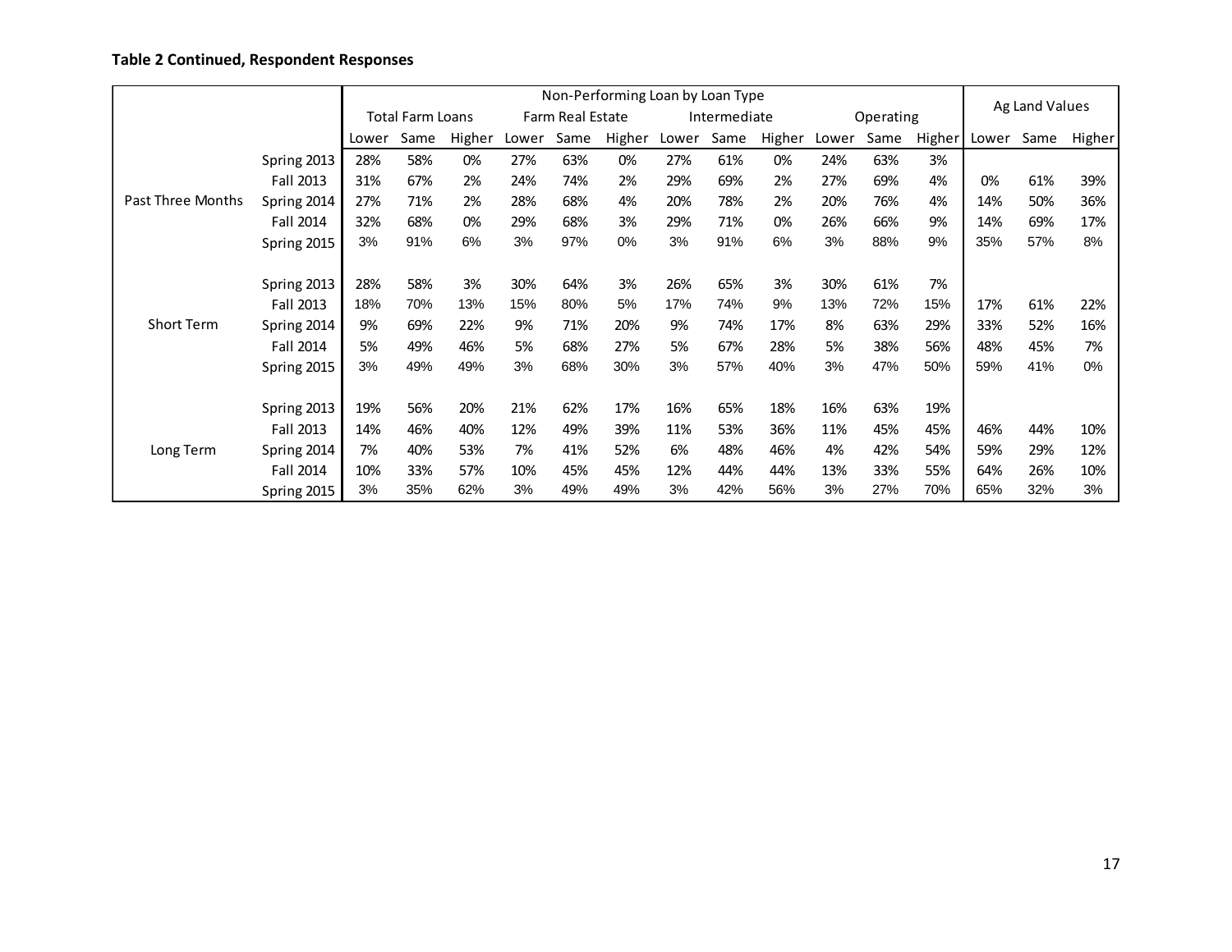**Table 2 Continued, Respondent Responses**

| | | Non-Performing Loan by Loan Type | | | | | | | | | | | | Ag Land Values | | |
|---|---|---|---|---|---|---|---|---|---|---|---|---|---|---|---|---|
| | | Total Farm Loans | | | Farm Real Estate | | | Intermediate | | | Operating | | | | | |
| | | Lower | Same | Higher | Lower | Same | Higher | Lower | Same | Higher | Lower | Same | Higher | Lower | Same | Higher |
| Past Three Months | Spring 2013 | 28% | 58% | 0% | 27% | 63% | 0% | 27% | 61% | 0% | 24% | 63% | 3% | | | |
| | Fall 2013 | 31% | 67% | 2% | 24% | 74% | 2% | 29% | 69% | 2% | 27% | 69% | 4% | 0% | 61% | 39% |
| | Spring 2014 | 27% | 71% | 2% | 28% | 68% | 4% | 20% | 78% | 2% | 20% | 76% | 4% | 14% | 50% | 36% |
| | Fall 2014 | 32% | 68% | 0% | 29% | 68% | 3% | 29% | 71% | 0% | 26% | 66% | 9% | 14% | 69% | 17% |
| | Spring 2015 | 3% | 91% | 6% | 3% | 97% | 0% | 3% | 91% | 6% | 3% | 88% | 9% | 35% | 57% | 8% |
| Short Term | Spring 2013 | 28% | 58% | 3% | 30% | 64% | 3% | 26% | 65% | 3% | 30% | 61% | 7% | | | |
| | Fall 2013 | 18% | 70% | 13% | 15% | 80% | 5% | 17% | 74% | 9% | 13% | 72% | 15% | 17% | 61% | 22% |
| | Spring 2014 | 9% | 69% | 22% | 9% | 71% | 20% | 9% | 74% | 17% | 8% | 63% | 29% | 33% | 52% | 16% |
| | Fall 2014 | 5% | 49% | 46% | 5% | 68% | 27% | 5% | 67% | 28% | 5% | 38% | 56% | 48% | 45% | 7% |
| | Spring 2015 | 3% | 49% | 49% | 3% | 68% | 30% | 3% | 57% | 40% | 3% | 47% | 50% | 59% | 41% | 0% |
| Long Term | Spring 2013 | 19% | 56% | 20% | 21% | 62% | 17% | 16% | 65% | 18% | 16% | 63% | 19% | | | |
| | Fall 2013 | 14% | 46% | 40% | 12% | 49% | 39% | 11% | 53% | 36% | 11% | 45% | 45% | 46% | 44% | 10% |
| | Spring 2014 | 7% | 40% | 53% | 7% | 41% | 52% | 6% | 48% | 46% | 4% | 42% | 54% | 59% | 29% | 12% |
| | Fall 2014 | 10% | 33% | 57% | 10% | 45% | 45% | 12% | 44% | 44% | 13% | 33% | 55% | 64% | 26% | 10% |
| | Spring 2015 | 3% | 35% | 62% | 3% | 49% | 49% | 3% | 42% | 56% | 3% | 27% | 70% | 65% | 32% | 3% |